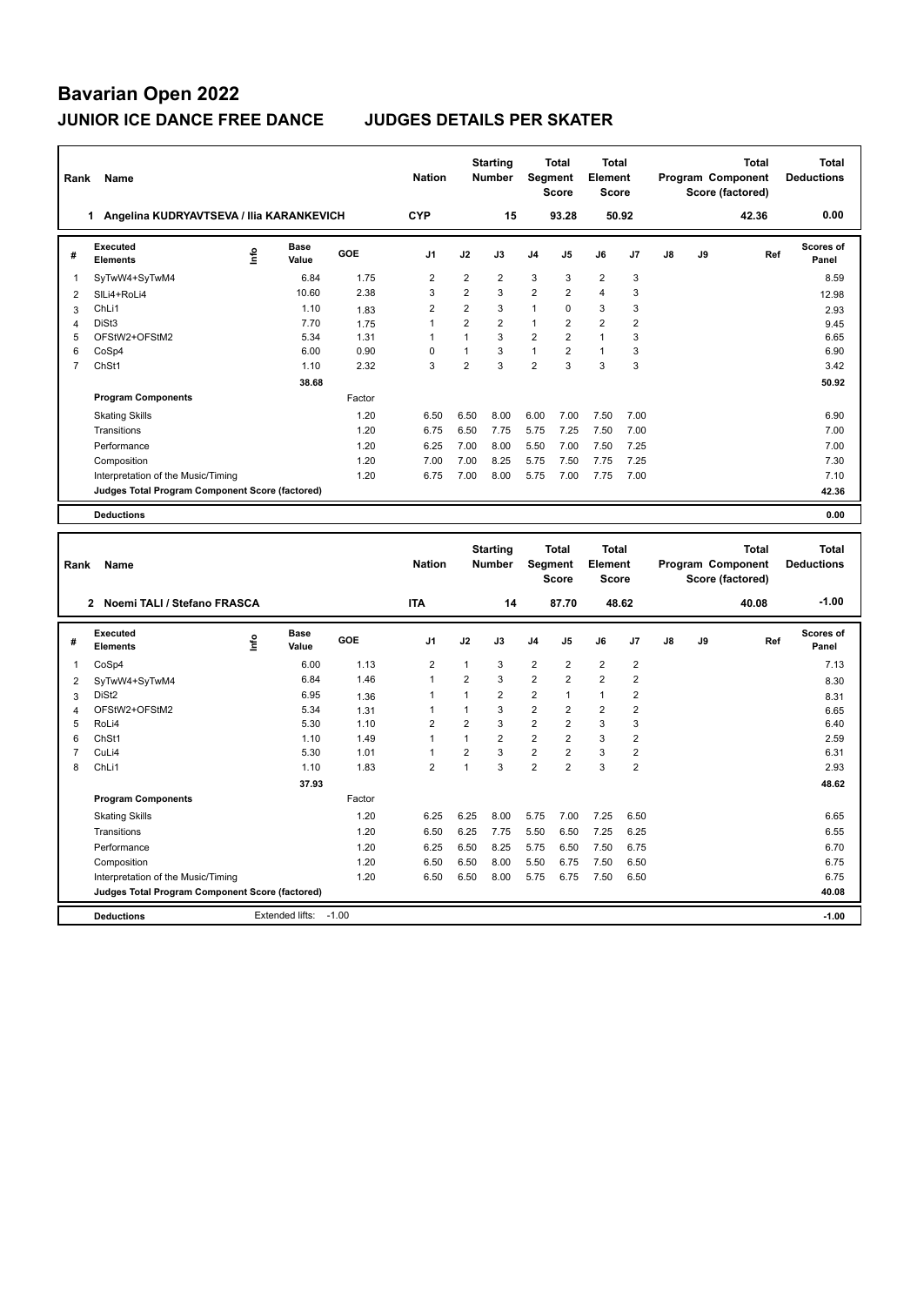# Bavarian Open 2022

## JUNIOR ICE DANCE FREE DANCE — JUDGES DETAILS PER SKATER

| Rank | Name | Nation | Starting Number | Total Segment Score | Total Element Score | Total Program Component Score (factored) | Total Deductions |
|---|---|---|---|---|---|---|---|
| 1 | Angelina KUDRYAVTSEVA / Ilia KARANKEVICH | CYP | 15 | 93.28 | 50.92 | 42.36 | 0.00 |

| # | Executed Elements | Info | Base Value | GOE | J1 | J2 | J3 | J4 | J5 | J6 | J7 | J8 | J9 | Ref | Scores of Panel |
|---|---|---|---|---|---|---|---|---|---|---|---|---|---|---|---|
| 1 | SyTwW4+SyTwM4 | | 6.84 | 1.75 | 2 | 2 | 2 | 3 | 3 | 2 | 3 | | | | 8.59 |
| 2 | SlLi4+RoLi4 | | 10.60 | 2.38 | 3 | 2 | 3 | 2 | 2 | 4 | 3 | | | | 12.98 |
| 3 | ChLi1 | | 1.10 | 1.83 | 2 | 2 | 3 | 1 | 0 | 3 | 3 | | | | 2.93 |
| 4 | DiSt3 | | 7.70 | 1.75 | 1 | 2 | 2 | 1 | 2 | 2 | 2 | | | | 9.45 |
| 5 | OFStW2+OFStM2 | | 5.34 | 1.31 | 1 | 1 | 3 | 2 | 2 | 1 | 3 | | | | 6.65 |
| 6 | CoSp4 | | 6.00 | 0.90 | 0 | 1 | 3 | 1 | 2 | 1 | 3 | | | | 6.90 |
| 7 | ChSt1 | | 1.10 | 2.32 | 3 | 2 | 3 | 2 | 3 | 3 | 3 | | | | 3.42 |
| | | | 38.68 | | | | | | | | | | | | 50.92 |

| Program Components | Factor | J1 | J2 | J3 | J4 | J5 | J6 | J7 | J8 | J9 | Scores of Panel |
|---|---|---|---|---|---|---|---|---|---|---|---|
| Skating Skills | 1.20 | 6.50 | 6.50 | 8.00 | 6.00 | 7.00 | 7.50 | 7.00 | | | 6.90 |
| Transitions | 1.20 | 6.75 | 6.50 | 7.75 | 5.75 | 7.25 | 7.50 | 7.00 | | | 7.00 |
| Performance | 1.20 | 6.25 | 7.00 | 8.00 | 5.50 | 7.00 | 7.50 | 7.25 | | | 7.00 |
| Composition | 1.20 | 7.00 | 7.00 | 8.25 | 5.75 | 7.50 | 7.75 | 7.25 | | | 7.30 |
| Interpretation of the Music/Timing | 1.20 | 6.75 | 7.00 | 8.00 | 5.75 | 7.00 | 7.75 | 7.00 | | | 7.10 |
| Judges Total Program Component Score (factored) | | | | | | | | | | | 42.36 |

**Deductions** 0.00

| Rank | Name | Nation | Starting Number | Total Segment Score | Total Element Score | Total Program Component Score (factored) | Total Deductions |
|---|---|---|---|---|---|---|---|
| 2 | Noemi TALI / Stefano FRASCA | ITA | 14 | 87.70 | 48.62 | 40.08 | -1.00 |

| # | Executed Elements | Info | Base Value | GOE | J1 | J2 | J3 | J4 | J5 | J6 | J7 | J8 | J9 | Ref | Scores of Panel |
|---|---|---|---|---|---|---|---|---|---|---|---|---|---|---|---|
| 1 | CoSp4 | | 6.00 | 1.13 | 2 | 1 | 3 | 2 | 2 | 2 | 2 | | | | 7.13 |
| 2 | SyTwW4+SyTwM4 | | 6.84 | 1.46 | 1 | 2 | 3 | 2 | 2 | 2 | 2 | | | | 8.30 |
| 3 | DiSt2 | | 6.95 | 1.36 | 1 | 1 | 2 | 2 | 1 | 1 | 2 | | | | 8.31 |
| 4 | OFStW2+OFStM2 | | 5.34 | 1.31 | 1 | 1 | 3 | 2 | 2 | 2 | 2 | | | | 6.65 |
| 5 | RoLi4 | | 5.30 | 1.10 | 2 | 2 | 3 | 2 | 2 | 3 | 3 | | | | 6.40 |
| 6 | ChSt1 | | 1.10 | 1.49 | 1 | 1 | 2 | 2 | 2 | 3 | 2 | | | | 2.59 |
| 7 | CuLi4 | | 5.30 | 1.01 | 1 | 2 | 3 | 2 | 2 | 3 | 2 | | | | 6.31 |
| 8 | ChLi1 | | 1.10 | 1.83 | 2 | 1 | 3 | 2 | 2 | 3 | 2 | | | | 2.93 |
| | | | 37.93 | | | | | | | | | | | | 48.62 |

| Program Components | Factor | J1 | J2 | J3 | J4 | J5 | J6 | J7 | J8 | J9 | Scores of Panel |
|---|---|---|---|---|---|---|---|---|---|---|---|
| Skating Skills | 1.20 | 6.25 | 6.25 | 8.00 | 5.75 | 7.00 | 7.25 | 6.50 | | | 6.65 |
| Transitions | 1.20 | 6.50 | 6.25 | 7.75 | 5.50 | 6.50 | 7.25 | 6.25 | | | 6.55 |
| Performance | 1.20 | 6.25 | 6.50 | 8.25 | 5.75 | 6.50 | 7.50 | 6.75 | | | 6.70 |
| Composition | 1.20 | 6.50 | 6.50 | 8.00 | 5.50 | 6.75 | 7.50 | 6.50 | | | 6.75 |
| Interpretation of the Music/Timing | 1.20 | 6.50 | 6.50 | 8.00 | 5.75 | 6.75 | 7.50 | 6.50 | | | 6.75 |
| Judges Total Program Component Score (factored) | | | | | | | | | | | 40.08 |

**Deductions** Extended lifts: -1.00 — **-1.00**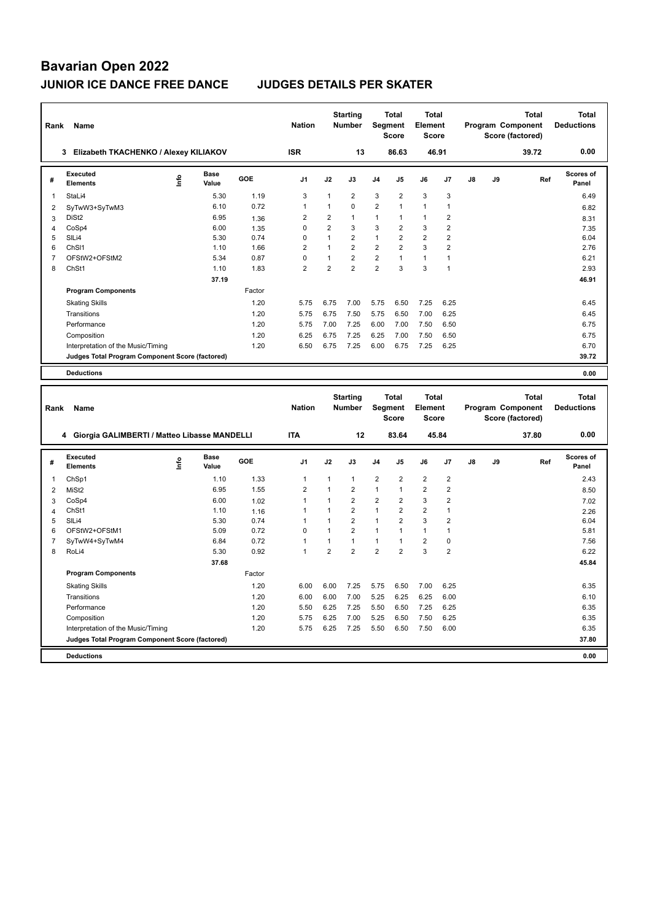# Bavarian Open 2022

## JUNIOR ICE DANCE FREE DANCE — JUDGES DETAILS PER SKATER

| Rank | Name | Nation | Starting Number | Total Segment Score | Total Element Score | Total Program Component Score (factored) | Total Deductions |
|---|---|---|---|---|---|---|---|
| 3 | Elizabeth TKACHENKO / Alexey KILIAKOV | ISR | 13 | 86.63 | 46.91 | 39.72 | 0.00 |

| # | Executed Elements | Info | Base Value | GOE | J1 | J2 | J3 | J4 | J5 | J6 | J7 | J8 | J9 | Ref | Scores of Panel |
|---|---|---|---|---|---|---|---|---|---|---|---|---|---|---|---|
| 1 | StaLi4 | | 5.30 | 1.19 | 3 | 1 | 2 | 3 | 2 | 3 | 3 | | | | 6.49 |
| 2 | SyTwW3+SyTwM3 | | 6.10 | 0.72 | 1 | 1 | 0 | 2 | 1 | 1 | 1 | | | | 6.82 |
| 3 | DiSt2 | | 6.95 | 1.36 | 2 | 2 | 1 | 1 | 1 | 1 | 2 | | | | 8.31 |
| 4 | CoSp4 | | 6.00 | 1.35 | 0 | 2 | 3 | 3 | 2 | 3 | 2 | | | | 7.35 |
| 5 | SlLi4 | | 5.30 | 0.74 | 0 | 1 | 2 | 1 | 2 | 2 | 2 | | | | 6.04 |
| 6 | ChSl1 | | 1.10 | 1.66 | 2 | 1 | 2 | 2 | 2 | 3 | 2 | | | | 2.76 |
| 7 | OFStW2+OFStM2 | | 5.34 | 0.87 | 0 | 1 | 2 | 2 | 1 | 1 | 1 | | | | 6.21 |
| 8 | ChSt1 | | 1.10 | 1.83 | 2 | 2 | 2 | 2 | 3 | 3 | 1 | | | | 2.93 |
| | | | 37.19 | | | | | | | | | | | | 46.91 |

| Program Components | Factor | J1 | J2 | J3 | J4 | J5 | J6 | J7 | J8 | J9 | Scores of Panel |
|---|---|---|---|---|---|---|---|---|---|---|---|
| Skating Skills | 1.20 | 5.75 | 6.75 | 7.00 | 5.75 | 6.50 | 7.25 | 6.25 | | | 6.45 |
| Transitions | 1.20 | 5.75 | 6.75 | 7.50 | 5.75 | 6.50 | 7.00 | 6.25 | | | 6.45 |
| Performance | 1.20 | 5.75 | 7.00 | 7.25 | 6.00 | 7.00 | 7.50 | 6.50 | | | 6.75 |
| Composition | 1.20 | 6.25 | 6.75 | 7.25 | 6.25 | 7.00 | 7.50 | 6.50 | | | 6.75 |
| Interpretation of the Music/Timing | 1.20 | 6.50 | 6.75 | 7.25 | 6.00 | 6.75 | 7.25 | 6.25 | | | 6.70 |
| Judges Total Program Component Score (factored) | | | | | | | | | | | 39.72 |

**Deductions** 0.00

| Rank | Name | Nation | Starting Number | Total Segment Score | Total Element Score | Total Program Component Score (factored) | Total Deductions |
|---|---|---|---|---|---|---|---|
| 4 | Giorgia GALIMBERTI / Matteo Libasse MANDELLI | ITA | 12 | 83.64 | 45.84 | 37.80 | 0.00 |

| # | Executed Elements | Info | Base Value | GOE | J1 | J2 | J3 | J4 | J5 | J6 | J7 | J8 | J9 | Ref | Scores of Panel |
|---|---|---|---|---|---|---|---|---|---|---|---|---|---|---|---|
| 1 | ChSp1 | | 1.10 | 1.33 | 1 | 1 | 1 | 2 | 2 | 2 | 2 | | | | 2.43 |
| 2 | MiSt2 | | 6.95 | 1.55 | 2 | 1 | 2 | 1 | 1 | 2 | 2 | | | | 8.50 |
| 3 | CoSp4 | | 6.00 | 1.02 | 1 | 1 | 2 | 2 | 2 | 3 | 2 | | | | 7.02 |
| 4 | ChSt1 | | 1.10 | 1.16 | 1 | 1 | 2 | 1 | 2 | 2 | 1 | | | | 2.26 |
| 5 | SlLi4 | | 5.30 | 0.74 | 1 | 1 | 2 | 1 | 2 | 3 | 2 | | | | 6.04 |
| 6 | OFStW2+OFStM1 | | 5.09 | 0.72 | 0 | 1 | 2 | 1 | 1 | 1 | 1 | | | | 5.81 |
| 7 | SyTwW4+SyTwM4 | | 6.84 | 0.72 | 1 | 1 | 1 | 1 | 1 | 2 | 0 | | | | 7.56 |
| 8 | RoLi4 | | 5.30 | 0.92 | 1 | 2 | 2 | 2 | 2 | 3 | 2 | | | | 6.22 |
| | | | 37.68 | | | | | | | | | | | | 45.84 |

| Program Components | Factor | J1 | J2 | J3 | J4 | J5 | J6 | J7 | J8 | J9 | Scores of Panel |
|---|---|---|---|---|---|---|---|---|---|---|---|
| Skating Skills | 1.20 | 6.00 | 6.00 | 7.25 | 5.75 | 6.50 | 7.00 | 6.25 | | | 6.35 |
| Transitions | 1.20 | 6.00 | 6.00 | 7.00 | 5.25 | 6.25 | 6.25 | 6.00 | | | 6.10 |
| Performance | 1.20 | 5.50 | 6.25 | 7.25 | 5.50 | 6.50 | 7.25 | 6.25 | | | 6.35 |
| Composition | 1.20 | 5.75 | 6.25 | 7.00 | 5.25 | 6.50 | 7.50 | 6.25 | | | 6.35 |
| Interpretation of the Music/Timing | 1.20 | 5.75 | 6.25 | 7.25 | 5.50 | 6.50 | 7.50 | 6.00 | | | 6.35 |
| Judges Total Program Component Score (factored) | | | | | | | | | | | 37.80 |

**Deductions** 0.00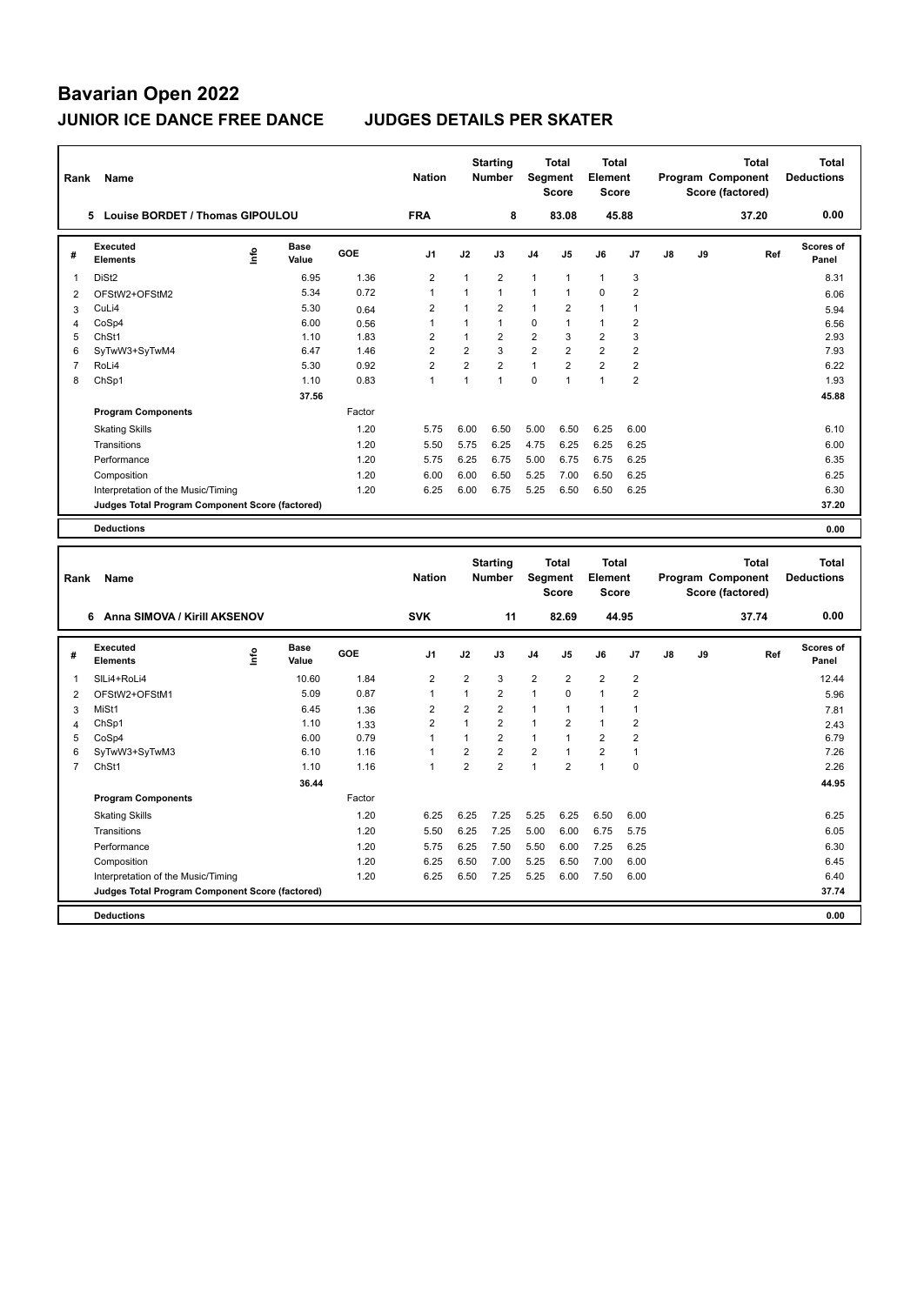# Bavarian Open 2022

## JUNIOR ICE DANCE FREE DANCE JUDGES DETAILS PER SKATER

| Rank | Name | Nation | Starting Number | Total Segment Score | Total Element Score | Total Program Component Score (factored) | Total Deductions |
|---|---|---|---|---|---|---|---|
| 5 | Louise BORDET / Thomas GIPOULOU | FRA | 8 | 83.08 | 45.88 | 37.20 | 0.00 |

| # | Executed Elements | Info | Base Value | GOE | J1 | J2 | J3 | J4 | J5 | J6 | J7 | J8 | J9 | Ref | Scores of Panel |
|---|---|---|---|---|---|---|---|---|---|---|---|---|---|---|---|
| 1 | DiSt2 | | 6.95 | 1.36 | 2 | 1 | 2 | 1 | 1 | 1 | 3 | | | | 8.31 |
| 2 | OFStW2+OFStM2 | | 5.34 | 0.72 | 1 | 1 | 1 | 1 | 1 | 0 | 2 | | | | 6.06 |
| 3 | CuLi4 | | 5.30 | 0.64 | 2 | 1 | 2 | 1 | 2 | 1 | 1 | | | | 5.94 |
| 4 | CoSp4 | | 6.00 | 0.56 | 1 | 1 | 1 | 0 | 1 | 1 | 2 | | | | 6.56 |
| 5 | ChSt1 | | 1.10 | 1.83 | 2 | 1 | 2 | 2 | 3 | 2 | 3 | | | | 2.93 |
| 6 | SyTwW3+SyTwM4 | | 6.47 | 1.46 | 2 | 2 | 3 | 2 | 2 | 2 | 2 | | | | 7.93 |
| 7 | RoLi4 | | 5.30 | 0.92 | 2 | 2 | 2 | 1 | 2 | 2 | 2 | | | | 6.22 |
| 8 | ChSp1 | | 1.10 | 0.83 | 1 | 1 | 1 | 0 | 1 | 1 | 2 | | | | 1.93 |
| | | | 37.56 | | | | | | | | | | | | 45.88 |
| | **Program Components** | | | Factor | | | | | | | | | | | |
| | Skating Skills | | | 1.20 | 5.75 | 6.00 | 6.50 | 5.00 | 6.50 | 6.25 | 6.00 | | | | 6.10 |
| | Transitions | | | 1.20 | 5.50 | 5.75 | 6.25 | 4.75 | 6.25 | 6.25 | 6.25 | | | | 6.00 |
| | Performance | | | 1.20 | 5.75 | 6.25 | 6.75 | 5.00 | 6.75 | 6.75 | 6.25 | | | | 6.35 |
| | Composition | | | 1.20 | 6.00 | 6.00 | 6.50 | 5.25 | 7.00 | 6.50 | 6.25 | | | | 6.25 |
| | Interpretation of the Music/Timing | | | 1.20 | 6.25 | 6.00 | 6.75 | 5.25 | 6.50 | 6.50 | 6.25 | | | | 6.30 |
| | **Judges Total Program Component Score (factored)** | | | | | | | | | | | | | | 37.20 |
| | **Deductions** | | | | | | | | | | | | | | 0.00 |

| Rank | Name | Nation | Starting Number | Total Segment Score | Total Element Score | Total Program Component Score (factored) | Total Deductions |
|---|---|---|---|---|---|---|---|
| 6 | Anna SIMOVA / Kirill AKSENOV | SVK | 11 | 82.69 | 44.95 | 37.74 | 0.00 |

| # | Executed Elements | Info | Base Value | GOE | J1 | J2 | J3 | J4 | J5 | J6 | J7 | J8 | J9 | Ref | Scores of Panel |
|---|---|---|---|---|---|---|---|---|---|---|---|---|---|---|---|
| 1 | SlLi4+RoLi4 | | 10.60 | 1.84 | 2 | 2 | 3 | 2 | 2 | 2 | 2 | | | | 12.44 |
| 2 | OFStW2+OFStM1 | | 5.09 | 0.87 | 1 | 1 | 2 | 1 | 0 | 1 | 2 | | | | 5.96 |
| 3 | MiSt1 | | 6.45 | 1.36 | 2 | 2 | 2 | 1 | 1 | 1 | 1 | | | | 7.81 |
| 4 | ChSp1 | | 1.10 | 1.33 | 2 | 1 | 2 | 1 | 2 | 1 | 2 | | | | 2.43 |
| 5 | CoSp4 | | 6.00 | 0.79 | 1 | 1 | 2 | 1 | 1 | 2 | 2 | | | | 6.79 |
| 6 | SyTwW3+SyTwM3 | | 6.10 | 1.16 | 1 | 2 | 2 | 2 | 1 | 2 | 1 | | | | 7.26 |
| 7 | ChSt1 | | 1.10 | 1.16 | 1 | 2 | 2 | 1 | 2 | 1 | 0 | | | | 2.26 |
| | | | 36.44 | | | | | | | | | | | | 44.95 |
| | **Program Components** | | | Factor | | | | | | | | | | | |
| | Skating Skills | | | 1.20 | 6.25 | 6.25 | 7.25 | 5.25 | 6.25 | 6.50 | 6.00 | | | | 6.25 |
| | Transitions | | | 1.20 | 5.50 | 6.25 | 7.25 | 5.00 | 6.00 | 6.75 | 5.75 | | | | 6.05 |
| | Performance | | | 1.20 | 5.75 | 6.25 | 7.50 | 5.50 | 6.00 | 7.25 | 6.25 | | | | 6.30 |
| | Composition | | | 1.20 | 6.25 | 6.50 | 7.00 | 5.25 | 6.50 | 7.00 | 6.00 | | | | 6.45 |
| | Interpretation of the Music/Timing | | | 1.20 | 6.25 | 6.50 | 7.25 | 5.25 | 6.00 | 7.50 | 6.00 | | | | 6.40 |
| | **Judges Total Program Component Score (factored)** | | | | | | | | | | | | | | 37.74 |
| | **Deductions** | | | | | | | | | | | | | | 0.00 |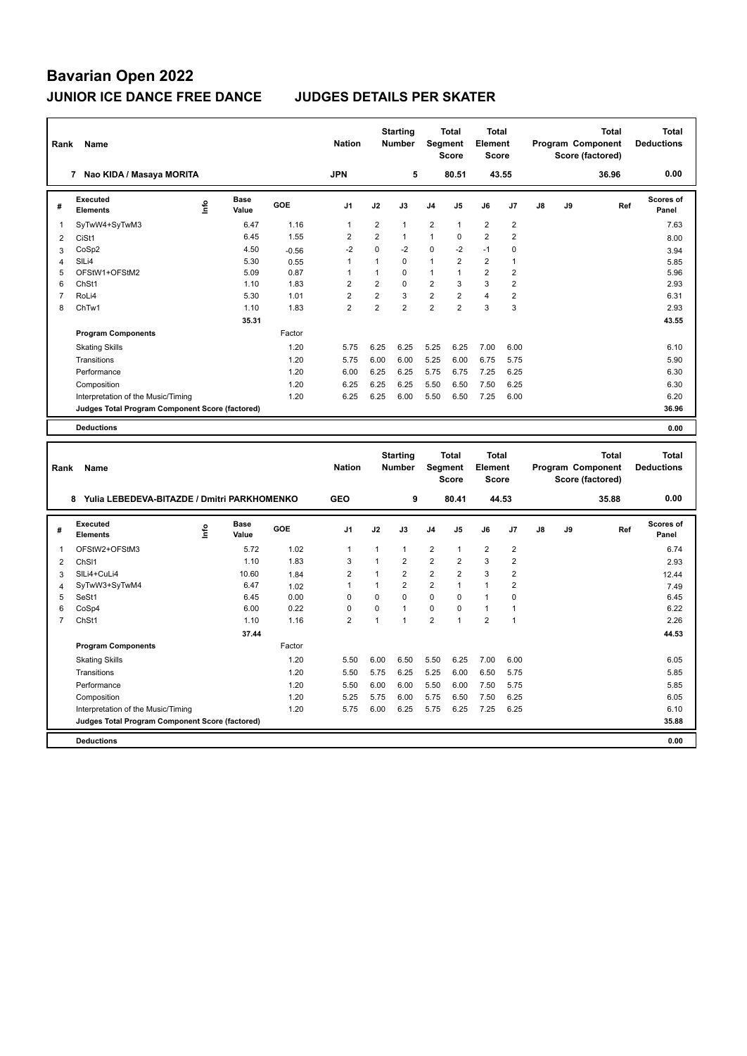# Bavarian Open 2022

## JUNIOR ICE DANCE FREE DANCE JUDGES DETAILS PER SKATER

| Rank | Name | Nation | Starting Number | Total Segment Score | Total Element Score | Total Program Component Score (factored) | Total Deductions |
|---|---|---|---|---|---|---|---|
| 7 | Nao KIDA / Masaya MORITA | JPN | 5 | 80.51 | 43.55 | 36.96 | 0.00 |

| # | Executed Elements | Info | Base Value | GOE | J1 | J2 | J3 | J4 | J5 | J6 | J7 | J8 | J9 | Ref | Scores of Panel |
|---|---|---|---|---|---|---|---|---|---|---|---|---|---|---|---|
| 1 | SyTwW4+SyTwM3 | | 6.47 | 1.16 | 1 | 2 | 1 | 2 | 1 | 2 | 2 | | | | 7.63 |
| 2 | CiSt1 | | 6.45 | 1.55 | 2 | 2 | 1 | 1 | 0 | 2 | 2 | | | | 8.00 |
| 3 | CoSp2 | | 4.50 | -0.56 | -2 | 0 | -2 | 0 | -2 | -1 | 0 | | | | 3.94 |
| 4 | SlLi4 | | 5.30 | 0.55 | 1 | 1 | 0 | 1 | 2 | 2 | 1 | | | | 5.85 |
| 5 | OFStW1+OFStM2 | | 5.09 | 0.87 | 1 | 1 | 0 | 1 | 1 | 2 | 2 | | | | 5.96 |
| 6 | ChSt1 | | 1.10 | 1.83 | 2 | 2 | 0 | 2 | 3 | 3 | 2 | | | | 2.93 |
| 7 | RoLi4 | | 5.30 | 1.01 | 2 | 2 | 3 | 2 | 2 | 4 | 2 | | | | 6.31 |
| 8 | ChTw1 | | 1.10 | 1.83 | 2 | 2 | 2 | 2 | 2 | 3 | 3 | | | | 2.93 |
| | | | 35.31 | | | | | | | | | | | | 43.55 |
| | **Program Components** | | | Factor | | | | | | | | | | | |
| | Skating Skills | | | 1.20 | 5.75 | 6.25 | 6.25 | 5.25 | 6.25 | 7.00 | 6.00 | | | | 6.10 |
| | Transitions | | | 1.20 | 5.75 | 6.00 | 6.00 | 5.25 | 6.00 | 6.75 | 5.75 | | | | 5.90 |
| | Performance | | | 1.20 | 6.00 | 6.25 | 6.25 | 5.75 | 6.75 | 7.25 | 6.25 | | | | 6.30 |
| | Composition | | | 1.20 | 6.25 | 6.25 | 6.25 | 5.50 | 6.50 | 7.50 | 6.25 | | | | 6.30 |
| | Interpretation of the Music/Timing | | | 1.20 | 6.25 | 6.25 | 6.00 | 5.50 | 6.50 | 7.25 | 6.00 | | | | 6.20 |
| | **Judges Total Program Component Score (factored)** | | | | | | | | | | | | | | 36.96 |
| | **Deductions** | | | | | | | | | | | | | | 0.00 |

| Rank | Name | Nation | Starting Number | Total Segment Score | Total Element Score | Total Program Component Score (factored) | Total Deductions |
|---|---|---|---|---|---|---|---|
| 8 | Yulia LEBEDEVA-BITAZDE / Dmitri PARKHOMENKO | GEO | 9 | 80.41 | 44.53 | 35.88 | 0.00 |

| # | Executed Elements | Info | Base Value | GOE | J1 | J2 | J3 | J4 | J5 | J6 | J7 | J8 | J9 | Ref | Scores of Panel |
|---|---|---|---|---|---|---|---|---|---|---|---|---|---|---|---|
| 1 | OFStW2+OFStM3 | | 5.72 | 1.02 | 1 | 1 | 1 | 2 | 1 | 2 | 2 | | | | 6.74 |
| 2 | ChSl1 | | 1.10 | 1.83 | 3 | 1 | 2 | 2 | 2 | 3 | 2 | | | | 2.93 |
| 3 | SlLi4+CuLi4 | | 10.60 | 1.84 | 2 | 1 | 2 | 2 | 2 | 3 | 2 | | | | 12.44 |
| 4 | SyTwW3+SyTwM4 | | 6.47 | 1.02 | 1 | 1 | 2 | 2 | 1 | 1 | 2 | | | | 7.49 |
| 5 | SeSt1 | | 6.45 | 0.00 | 0 | 0 | 0 | 0 | 0 | 1 | 0 | | | | 6.45 |
| 6 | CoSp4 | | 6.00 | 0.22 | 0 | 0 | 1 | 0 | 0 | 1 | 1 | | | | 6.22 |
| 7 | ChSt1 | | 1.10 | 1.16 | 2 | 1 | 1 | 2 | 1 | 2 | 1 | | | | 2.26 |
| | | | 37.44 | | | | | | | | | | | | 44.53 |
| | **Program Components** | | | Factor | | | | | | | | | | | |
| | Skating Skills | | | 1.20 | 5.50 | 6.00 | 6.50 | 5.50 | 6.25 | 7.00 | 6.00 | | | | 6.05 |
| | Transitions | | | 1.20 | 5.50 | 5.75 | 6.25 | 5.25 | 6.00 | 6.50 | 5.75 | | | | 5.85 |
| | Performance | | | 1.20 | 5.50 | 6.00 | 6.00 | 5.50 | 6.00 | 7.50 | 5.75 | | | | 5.85 |
| | Composition | | | 1.20 | 5.25 | 5.75 | 6.00 | 5.75 | 6.50 | 7.50 | 6.25 | | | | 6.05 |
| | Interpretation of the Music/Timing | | | 1.20 | 5.75 | 6.00 | 6.25 | 5.75 | 6.25 | 7.25 | 6.25 | | | | 6.10 |
| | **Judges Total Program Component Score (factored)** | | | | | | | | | | | | | | 35.88 |
| | **Deductions** | | | | | | | | | | | | | | 0.00 |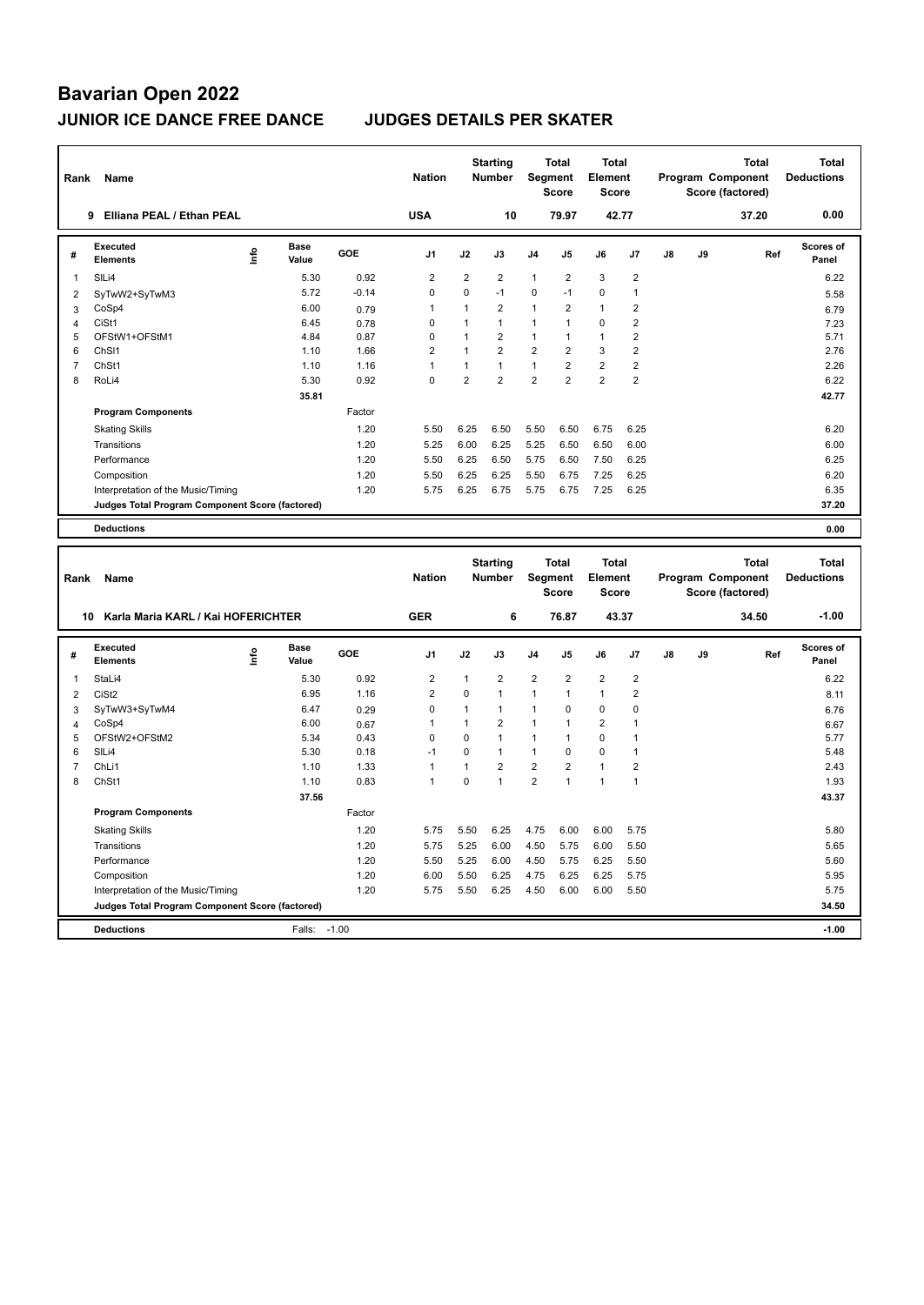# Bavarian Open 2022

## JUNIOR ICE DANCE FREE DANCE JUDGES DETAILS PER SKATER

| Rank | Name | Nation | Starting Number | Total Segment Score | Total Element Score | Total Program Component Score (factored) | Total Deductions |
|---|---|---|---|---|---|---|---|
| 9 | Elliana PEAL / Ethan PEAL | USA | 10 | 79.97 | 42.77 | 37.20 | 0.00 |

| # | Executed Elements | Info | Base Value | GOE | J1 | J2 | J3 | J4 | J5 | J6 | J7 | J8 | J9 | Ref | Scores of Panel |
|---|---|---|---|---|---|---|---|---|---|---|---|---|---|---|---|
| 1 | SlLi4 | | 5.30 | 0.92 | 2 | 2 | 2 | 1 | 2 | 3 | 2 | | | | 6.22 |
| 2 | SyTwW2+SyTwM3 | | 5.72 | -0.14 | 0 | 0 | -1 | 0 | -1 | 0 | 1 | | | | 5.58 |
| 3 | CoSp4 | | 6.00 | 0.79 | 1 | 1 | 2 | 1 | 2 | 1 | 2 | | | | 6.79 |
| 4 | CiSt1 | | 6.45 | 0.78 | 0 | 1 | 1 | 1 | 1 | 0 | 2 | | | | 7.23 |
| 5 | OFStW1+OFStM1 | | 4.84 | 0.87 | 0 | 1 | 2 | 1 | 1 | 1 | 2 | | | | 5.71 |
| 6 | ChSl1 | | 1.10 | 1.66 | 2 | 1 | 2 | 2 | 2 | 3 | 2 | | | | 2.76 |
| 7 | ChSt1 | | 1.10 | 1.16 | 1 | 1 | 1 | 1 | 2 | 2 | 2 | | | | 2.26 |
| 8 | RoLi4 | | 5.30 | 0.92 | 0 | 2 | 2 | 2 | 2 | 2 | 2 | | | | 6.22 |
| | | | 35.81 | | | | | | | | | | | | 42.77 |
| | **Program Components** | | | Factor | | | | | | | | | | | |
| | Skating Skills | | | 1.20 | 5.50 | 6.25 | 6.50 | 5.50 | 6.50 | 6.75 | 6.25 | | | | 6.20 |
| | Transitions | | | 1.20 | 5.25 | 6.00 | 6.25 | 5.25 | 6.50 | 6.50 | 6.00 | | | | 6.00 |
| | Performance | | | 1.20 | 5.50 | 6.25 | 6.50 | 5.75 | 6.50 | 7.50 | 6.25 | | | | 6.25 |
| | Composition | | | 1.20 | 5.50 | 6.25 | 6.25 | 5.50 | 6.75 | 7.25 | 6.25 | | | | 6.20 |
| | Interpretation of the Music/Timing | | | 1.20 | 5.75 | 6.25 | 6.75 | 5.75 | 6.75 | 7.25 | 6.25 | | | | 6.35 |
| | **Judges Total Program Component Score (factored)** | | | | | | | | | | | | | | 37.20 |
| | **Deductions** | | | | | | | | | | | | | | 0.00 |

| Rank | Name | Nation | Starting Number | Total Segment Score | Total Element Score | Total Program Component Score (factored) | Total Deductions |
|---|---|---|---|---|---|---|---|
| 10 | Karla Maria KARL / Kai HOFERICHTER | GER | 6 | 76.87 | 43.37 | 34.50 | -1.00 |

| # | Executed Elements | Info | Base Value | GOE | J1 | J2 | J3 | J4 | J5 | J6 | J7 | J8 | J9 | Ref | Scores of Panel |
|---|---|---|---|---|---|---|---|---|---|---|---|---|---|---|---|
| 1 | StaLi4 | | 5.30 | 0.92 | 2 | 1 | 2 | 2 | 2 | 2 | 2 | | | | 6.22 |
| 2 | CiSt2 | | 6.95 | 1.16 | 2 | 0 | 1 | 1 | 1 | 1 | 2 | | | | 8.11 |
| 3 | SyTwW3+SyTwM4 | | 6.47 | 0.29 | 0 | 1 | 1 | 1 | 0 | 0 | 0 | | | | 6.76 |
| 4 | CoSp4 | | 6.00 | 0.67 | 1 | 1 | 2 | 1 | 1 | 2 | 1 | | | | 6.67 |
| 5 | OFStW2+OFStM2 | | 5.34 | 0.43 | 0 | 0 | 1 | 1 | 1 | 0 | 1 | | | | 5.77 |
| 6 | SlLi4 | | 5.30 | 0.18 | -1 | 0 | 1 | 1 | 0 | 0 | 1 | | | | 5.48 |
| 7 | ChLi1 | | 1.10 | 1.33 | 1 | 1 | 2 | 2 | 2 | 1 | 2 | | | | 2.43 |
| 8 | ChSt1 | | 1.10 | 0.83 | 1 | 0 | 1 | 2 | 1 | 1 | 1 | | | | 1.93 |
| | | | 37.56 | | | | | | | | | | | | 43.37 |
| | **Program Components** | | | Factor | | | | | | | | | | | |
| | Skating Skills | | | 1.20 | 5.75 | 5.50 | 6.25 | 4.75 | 6.00 | 6.00 | 5.75 | | | | 5.80 |
| | Transitions | | | 1.20 | 5.75 | 5.25 | 6.00 | 4.50 | 5.75 | 6.00 | 5.50 | | | | 5.65 |
| | Performance | | | 1.20 | 5.50 | 5.25 | 6.00 | 4.50 | 5.75 | 6.25 | 5.50 | | | | 5.60 |
| | Composition | | | 1.20 | 6.00 | 5.50 | 6.25 | 4.75 | 6.25 | 6.25 | 5.75 | | | | 5.95 |
| | Interpretation of the Music/Timing | | | 1.20 | 5.75 | 5.50 | 6.25 | 4.50 | 6.00 | 6.00 | 5.50 | | | | 5.75 |
| | **Judges Total Program Component Score (factored)** | | | | | | | | | | | | | | 34.50 |
| | **Deductions** | | Falls: | -1.00 | | | | | | | | | | | -1.00 |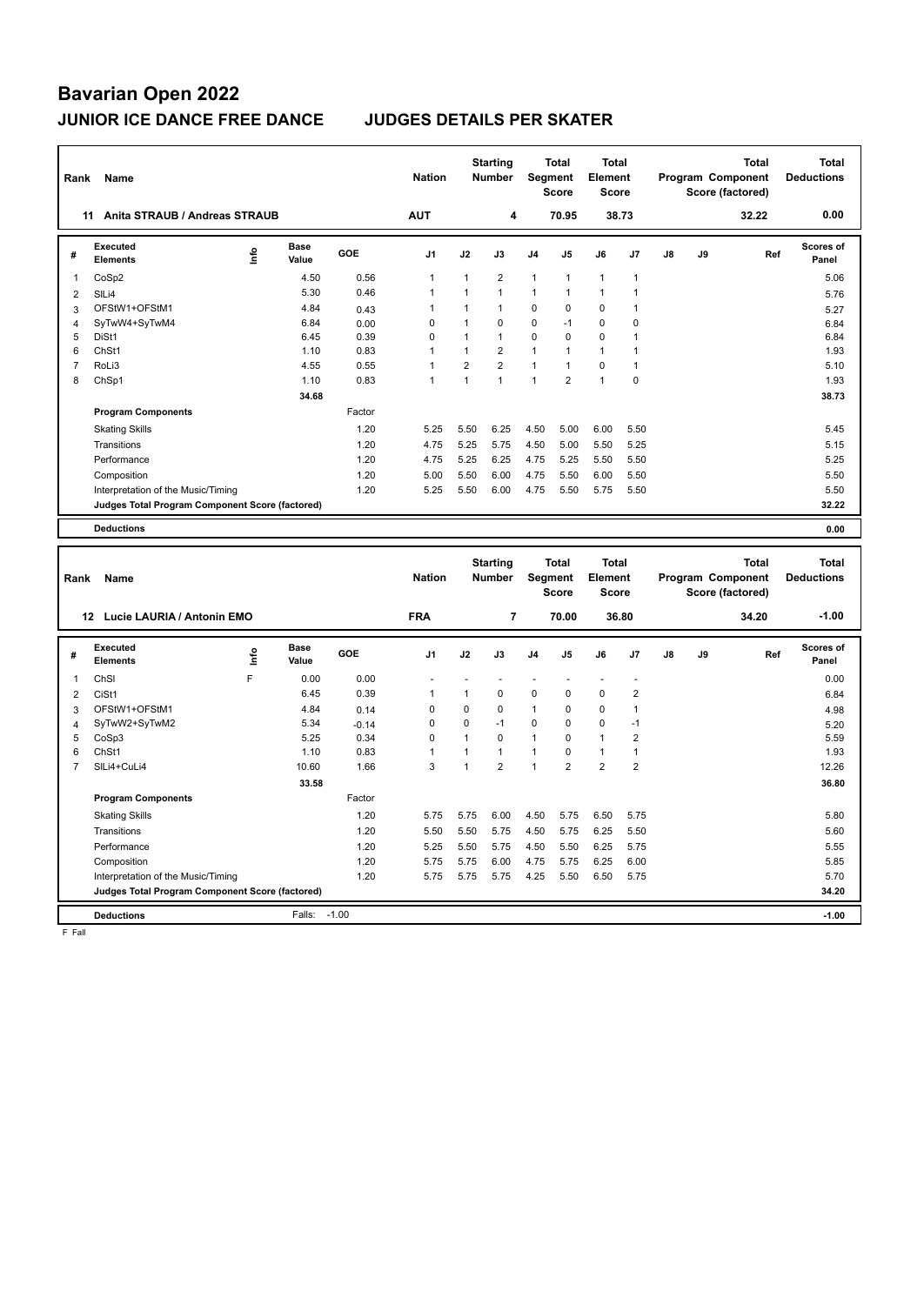# Bavarian Open 2022

## JUNIOR ICE DANCE FREE DANCE JUDGES DETAILS PER SKATER

| Rank | Name | Nation | Starting Number | Total Segment Score | Total Element Score | Total Program Component Score (factored) | Total Deductions |
|---|---|---|---|---|---|---|---|
| 11 | Anita STRAUB / Andreas STRAUB | AUT | 4 | 70.95 | 38.73 | 32.22 | 0.00 |

| # | Executed Elements | Info | Base Value | GOE | J1 | J2 | J3 | J4 | J5 | J6 | J7 | J8 | J9 | Ref | Scores of Panel |
|---|---|---|---|---|---|---|---|---|---|---|---|---|---|---|---|
| 1 | CoSp2 | | 4.50 | 0.56 | 1 | 1 | 2 | 1 | 1 | 1 | 1 | | | | 5.06 |
| 2 | SlLi4 | | 5.30 | 0.46 | 1 | 1 | 1 | 1 | 1 | 1 | 1 | | | | 5.76 |
| 3 | OFStW1+OFStM1 | | 4.84 | 0.43 | 1 | 1 | 1 | 0 | 0 | 0 | 1 | | | | 5.27 |
| 4 | SyTwW4+SyTwM4 | | 6.84 | 0.00 | 0 | 1 | 0 | 0 | -1 | 0 | 0 | | | | 6.84 |
| 5 | DiSt1 | | 6.45 | 0.39 | 0 | 1 | 1 | 0 | 0 | 0 | 1 | | | | 6.84 |
| 6 | ChSt1 | | 1.10 | 0.83 | 1 | 1 | 2 | 1 | 1 | 1 | 1 | | | | 1.93 |
| 7 | RoLi3 | | 4.55 | 0.55 | 1 | 2 | 2 | 1 | 1 | 0 | 1 | | | | 5.10 |
| 8 | ChSp1 | | 1.10 | 0.83 | 1 | 1 | 1 | 1 | 2 | 1 | 0 | | | | 1.93 |
| | | | 34.68 | | | | | | | | | | | | 38.73 |
| | **Program Components** | | | Factor | | | | | | | | | | | |
| | Skating Skills | | | 1.20 | 5.25 | 5.50 | 6.25 | 4.50 | 5.00 | 6.00 | 5.50 | | | | 5.45 |
| | Transitions | | | 1.20 | 4.75 | 5.25 | 5.75 | 4.50 | 5.00 | 5.50 | 5.25 | | | | 5.15 |
| | Performance | | | 1.20 | 4.75 | 5.25 | 6.25 | 4.75 | 5.25 | 5.50 | 5.50 | | | | 5.25 |
| | Composition | | | 1.20 | 5.00 | 5.50 | 6.00 | 4.75 | 5.50 | 6.00 | 5.50 | | | | 5.50 |
| | Interpretation of the Music/Timing | | | 1.20 | 5.25 | 5.50 | 6.00 | 4.75 | 5.50 | 5.75 | 5.50 | | | | 5.50 |
| | **Judges Total Program Component Score (factored)** | | | | | | | | | | | | | | 32.22 |
| | **Deductions** | | | | | | | | | | | | | | 0.00 |

| Rank | Name | Nation | Starting Number | Total Segment Score | Total Element Score | Total Program Component Score (factored) | Total Deductions |
|---|---|---|---|---|---|---|---|
| 12 | Lucie LAURIA / Antonin EMO | FRA | 7 | 70.00 | 36.80 | 34.20 | -1.00 |

| # | Executed Elements | Info | Base Value | GOE | J1 | J2 | J3 | J4 | J5 | J6 | J7 | J8 | J9 | Ref | Scores of Panel |
|---|---|---|---|---|---|---|---|---|---|---|---|---|---|---|---|
| 1 | ChSl | F | 0.00 | 0.00 | - | - | - | - | - | - | - | | | | 0.00 |
| 2 | CiSt1 | | 6.45 | 0.39 | 1 | 1 | 0 | 0 | 0 | 0 | 2 | | | | 6.84 |
| 3 | OFStW1+OFStM1 | | 4.84 | 0.14 | 0 | 0 | 0 | 1 | 0 | 0 | 1 | | | | 4.98 |
| 4 | SyTwW2+SyTwM2 | | 5.34 | -0.14 | 0 | 0 | -1 | 0 | 0 | 0 | -1 | | | | 5.20 |
| 5 | CoSp3 | | 5.25 | 0.34 | 0 | 1 | 0 | 1 | 0 | 1 | 2 | | | | 5.59 |
| 6 | ChSt1 | | 1.10 | 0.83 | 1 | 1 | 1 | 1 | 0 | 1 | 1 | | | | 1.93 |
| 7 | SlLi4+CuLi4 | | 10.60 | 1.66 | 3 | 1 | 2 | 1 | 2 | 2 | 2 | | | | 12.26 |
| | | | 33.58 | | | | | | | | | | | | 36.80 |
| | **Program Components** | | | Factor | | | | | | | | | | | |
| | Skating Skills | | | 1.20 | 5.75 | 5.75 | 6.00 | 4.50 | 5.75 | 6.50 | 5.75 | | | | 5.80 |
| | Transitions | | | 1.20 | 5.50 | 5.50 | 5.75 | 4.50 | 5.75 | 6.25 | 5.50 | | | | 5.60 |
| | Performance | | | 1.20 | 5.25 | 5.50 | 5.75 | 4.50 | 5.50 | 6.25 | 5.75 | | | | 5.55 |
| | Composition | | | 1.20 | 5.75 | 5.75 | 6.00 | 4.75 | 5.75 | 6.25 | 6.00 | | | | 5.85 |
| | Interpretation of the Music/Timing | | | 1.20 | 5.75 | 5.75 | 5.75 | 4.25 | 5.50 | 6.50 | 5.75 | | | | 5.70 |
| | **Judges Total Program Component Score (factored)** | | | | | | | | | | | | | | 34.20 |
| | **Deductions** | | Falls: | -1.00 | | | | | | | | | | | -1.00 |

F Fall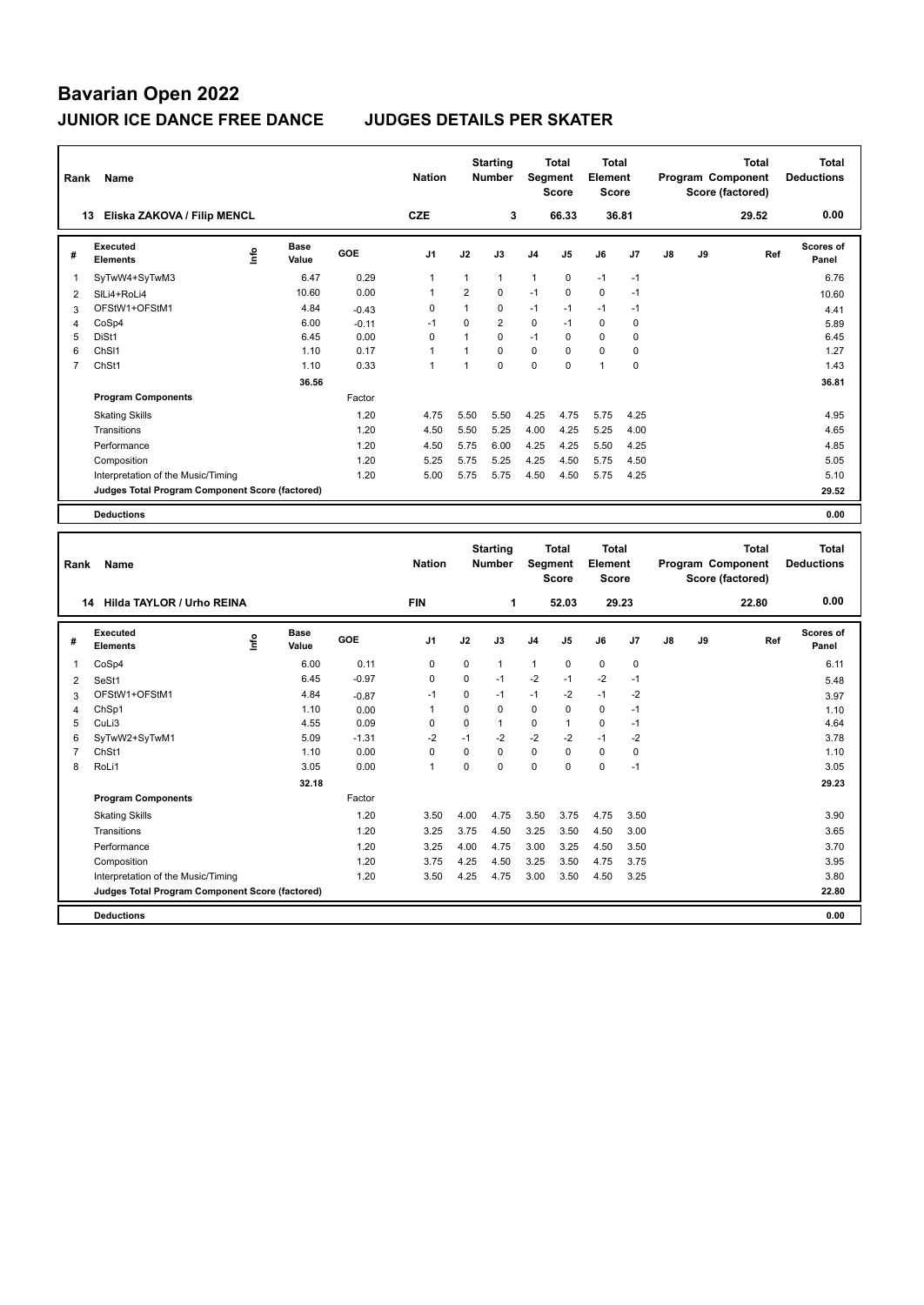# Bavarian Open 2022

## JUNIOR ICE DANCE FREE DANCE JUDGES DETAILS PER SKATER

| Rank | Name | Nation | Starting Number | Total Segment Score | Total Element Score | Total Program Component Score (factored) | Total Deductions |
|---|---|---|---|---|---|---|---|
| 13 | Eliska ZAKOVA / Filip MENCL | CZE | 3 | 66.33 | 36.81 | 29.52 | 0.00 |

| # | Executed Elements | Info | Base Value | GOE | J1 | J2 | J3 | J4 | J5 | J6 | J7 | J8 | J9 | Ref | Scores of Panel |
|---|---|---|---|---|---|---|---|---|---|---|---|---|---|---|---|
| 1 | SyTwW4+SyTwM3 | | 6.47 | 0.29 | 1 | 1 | 1 | 1 | 0 | -1 | -1 | | | | 6.76 |
| 2 | SlLi4+RoLi4 | | 10.60 | 0.00 | 1 | 2 | 0 | -1 | 0 | 0 | -1 | | | | 10.60 |
| 3 | OFStW1+OFStM1 | | 4.84 | -0.43 | 0 | 1 | 0 | -1 | -1 | -1 | -1 | | | | 4.41 |
| 4 | CoSp4 | | 6.00 | -0.11 | -1 | 0 | 2 | 0 | -1 | 0 | 0 | | | | 5.89 |
| 5 | DiSt1 | | 6.45 | 0.00 | 0 | 1 | 0 | -1 | 0 | 0 | 0 | | | | 6.45 |
| 6 | ChSl1 | | 1.10 | 0.17 | 1 | 1 | 0 | 0 | 0 | 0 | 0 | | | | 1.27 |
| 7 | ChSt1 | | 1.10 | 0.33 | 1 | 1 | 0 | 0 | 0 | 1 | 0 | | | | 1.43 |
| | | | 36.56 | | | | | | | | | | | | 36.81 |
| | **Program Components** | | | Factor | | | | | | | | | | | |
| | Skating Skills | | | 1.20 | 4.75 | 5.50 | 5.50 | 4.25 | 4.75 | 5.75 | 4.25 | | | | 4.95 |
| | Transitions | | | 1.20 | 4.50 | 5.50 | 5.25 | 4.00 | 4.25 | 5.25 | 4.00 | | | | 4.65 |
| | Performance | | | 1.20 | 4.50 | 5.75 | 6.00 | 4.25 | 4.25 | 5.50 | 4.25 | | | | 4.85 |
| | Composition | | | 1.20 | 5.25 | 5.75 | 5.25 | 4.25 | 4.50 | 5.75 | 4.50 | | | | 5.05 |
| | Interpretation of the Music/Timing | | | 1.20 | 5.00 | 5.75 | 5.75 | 4.50 | 4.50 | 5.75 | 4.25 | | | | 5.10 |
| | **Judges Total Program Component Score (factored)** | | | | | | | | | | | | | | 29.52 |
| | **Deductions** | | | | | | | | | | | | | | 0.00 |

| Rank | Name | Nation | Starting Number | Total Segment Score | Total Element Score | Total Program Component Score (factored) | Total Deductions |
|---|---|---|---|---|---|---|---|
| 14 | Hilda TAYLOR / Urho REINA | FIN | 1 | 52.03 | 29.23 | 22.80 | 0.00 |

| # | Executed Elements | Info | Base Value | GOE | J1 | J2 | J3 | J4 | J5 | J6 | J7 | J8 | J9 | Ref | Scores of Panel |
|---|---|---|---|---|---|---|---|---|---|---|---|---|---|---|---|
| 1 | CoSp4 | | 6.00 | 0.11 | 0 | 0 | 1 | 1 | 0 | 0 | 0 | | | | 6.11 |
| 2 | SeSt1 | | 6.45 | -0.97 | 0 | 0 | -1 | -2 | -1 | -2 | -1 | | | | 5.48 |
| 3 | OFStW1+OFStM1 | | 4.84 | -0.87 | -1 | 0 | -1 | -1 | -2 | -1 | -2 | | | | 3.97 |
| 4 | ChSp1 | | 1.10 | 0.00 | 1 | 0 | 0 | 0 | 0 | 0 | -1 | | | | 1.10 |
| 5 | CuLi3 | | 4.55 | 0.09 | 0 | 0 | 1 | 0 | 1 | 0 | -1 | | | | 4.64 |
| 6 | SyTwW2+SyTwM1 | | 5.09 | -1.31 | -2 | -1 | -2 | -2 | -2 | -1 | -2 | | | | 3.78 |
| 7 | ChSt1 | | 1.10 | 0.00 | 0 | 0 | 0 | 0 | 0 | 0 | 0 | | | | 1.10 |
| 8 | RoLi1 | | 3.05 | 0.00 | 1 | 0 | 0 | 0 | 0 | 0 | -1 | | | | 3.05 |
| | | | 32.18 | | | | | | | | | | | | 29.23 |
| | **Program Components** | | | Factor | | | | | | | | | | | |
| | Skating Skills | | | 1.20 | 3.50 | 4.00 | 4.75 | 3.50 | 3.75 | 4.75 | 3.50 | | | | 3.90 |
| | Transitions | | | 1.20 | 3.25 | 3.75 | 4.50 | 3.25 | 3.50 | 4.50 | 3.00 | | | | 3.65 |
| | Performance | | | 1.20 | 3.25 | 4.00 | 4.75 | 3.00 | 3.25 | 4.50 | 3.50 | | | | 3.70 |
| | Composition | | | 1.20 | 3.75 | 4.25 | 4.50 | 3.25 | 3.50 | 4.75 | 3.75 | | | | 3.95 |
| | Interpretation of the Music/Timing | | | 1.20 | 3.50 | 4.25 | 4.75 | 3.00 | 3.50 | 4.50 | 3.25 | | | | 3.80 |
| | **Judges Total Program Component Score (factored)** | | | | | | | | | | | | | | 22.80 |
| | **Deductions** | | | | | | | | | | | | | | 0.00 |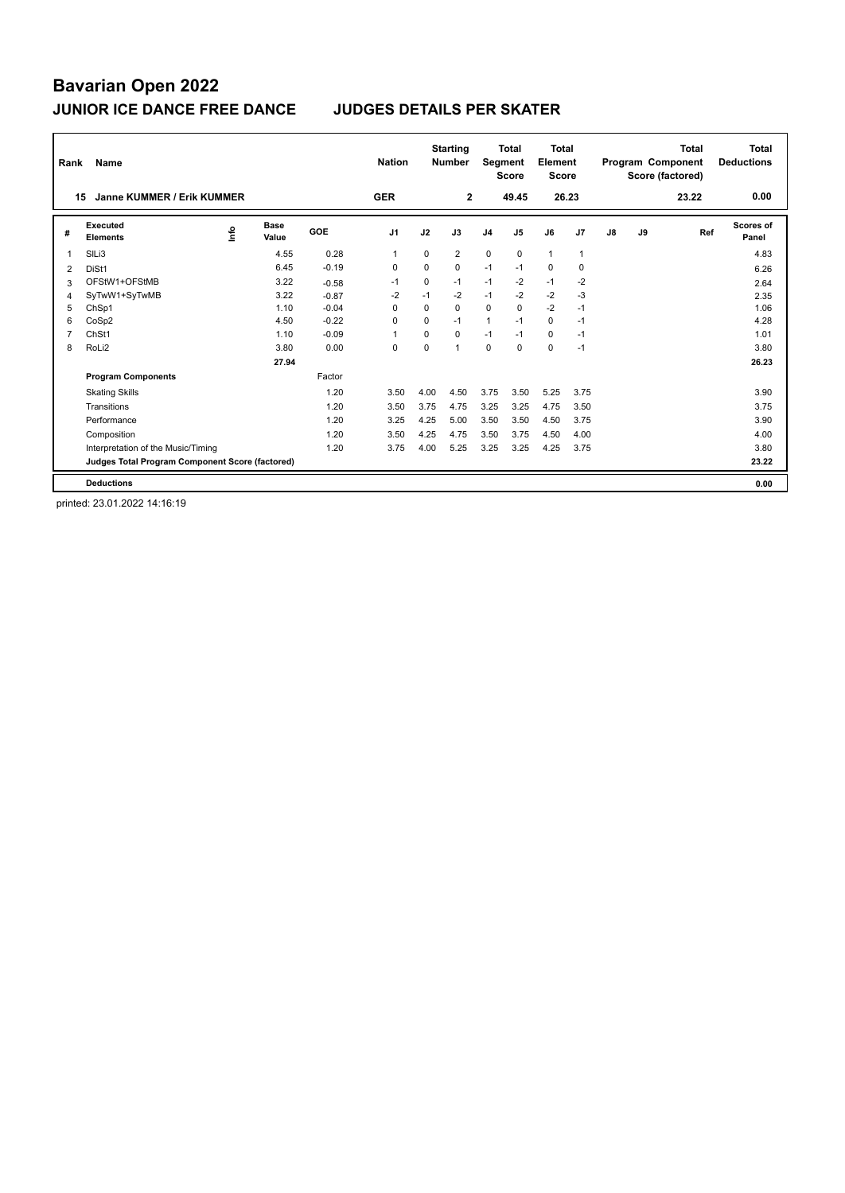# Bavarian Open 2022

## JUNIOR ICE DANCE FREE DANCE JUDGES DETAILS PER SKATER

| Rank | Name | Nation | Starting Number | Total Segment Score | Total Element Score | Total Program Component Score (factored) | Total Deductions |
|---|---|---|---|---|---|---|---|
| 15 | Janne KUMMER / Erik KUMMER | GER | 2 | 49.45 | 26.23 | 23.22 | 0.00 |

| # | Executed Elements | Info | Base Value | GOE | J1 | J2 | J3 | J4 | J5 | J6 | J7 | J8 | J9 | Ref | Scores of Panel |
|---|---|---|---|---|---|---|---|---|---|---|---|---|---|---|---|
| 1 | SlLi3 | | 4.55 | 0.28 | 1 | 0 | 2 | 0 | 0 | 1 | 1 | | | | 4.83 |
| 2 | DiSt1 | | 6.45 | -0.19 | 0 | 0 | 0 | -1 | -1 | 0 | 0 | | | | 6.26 |
| 3 | OFStW1+OFStMB | | 3.22 | -0.58 | -1 | 0 | -1 | -1 | -2 | -1 | -2 | | | | 2.64 |
| 4 | SyTwW1+SyTwMB | | 3.22 | -0.87 | -2 | -1 | -2 | -1 | -2 | -2 | -3 | | | | 2.35 |
| 5 | ChSp1 | | 1.10 | -0.04 | 0 | 0 | 0 | 0 | 0 | -2 | -1 | | | | 1.06 |
| 6 | CoSp2 | | 4.50 | -0.22 | 0 | 0 | -1 | 1 | -1 | 0 | -1 | | | | 4.28 |
| 7 | ChSt1 | | 1.10 | -0.09 | 1 | 0 | 0 | -1 | -1 | 0 | -1 | | | | 1.01 |
| 8 | RoLi2 | | 3.80 | 0.00 | 0 | 0 | 1 | 0 | 0 | 0 | -1 | | | | 3.80 |
| | | | 27.94 | | | | | | | | | | | | 26.23 |
| | **Program Components** | | | Factor | | | | | | | | | | | |
| | Skating Skills | | | 1.20 | 3.50 | 4.00 | 4.50 | 3.75 | 3.50 | 5.25 | 3.75 | | | | 3.90 |
| | Transitions | | | 1.20 | 3.50 | 3.75 | 4.75 | 3.25 | 3.25 | 4.75 | 3.50 | | | | 3.75 |
| | Performance | | | 1.20 | 3.25 | 4.25 | 5.00 | 3.50 | 3.50 | 4.50 | 3.75 | | | | 3.90 |
| | Composition | | | 1.20 | 3.50 | 4.25 | 4.75 | 3.50 | 3.75 | 4.50 | 4.00 | | | | 4.00 |
| | Interpretation of the Music/Timing | | | 1.20 | 3.75 | 4.00 | 5.25 | 3.25 | 3.25 | 4.25 | 3.75 | | | | 3.80 |
| | **Judges Total Program Component Score (factored)** | | | | | | | | | | | | | | 23.22 |
| | **Deductions** | | | | | | | | | | | | | | 0.00 |

printed: 23.01.2022 14:16:19